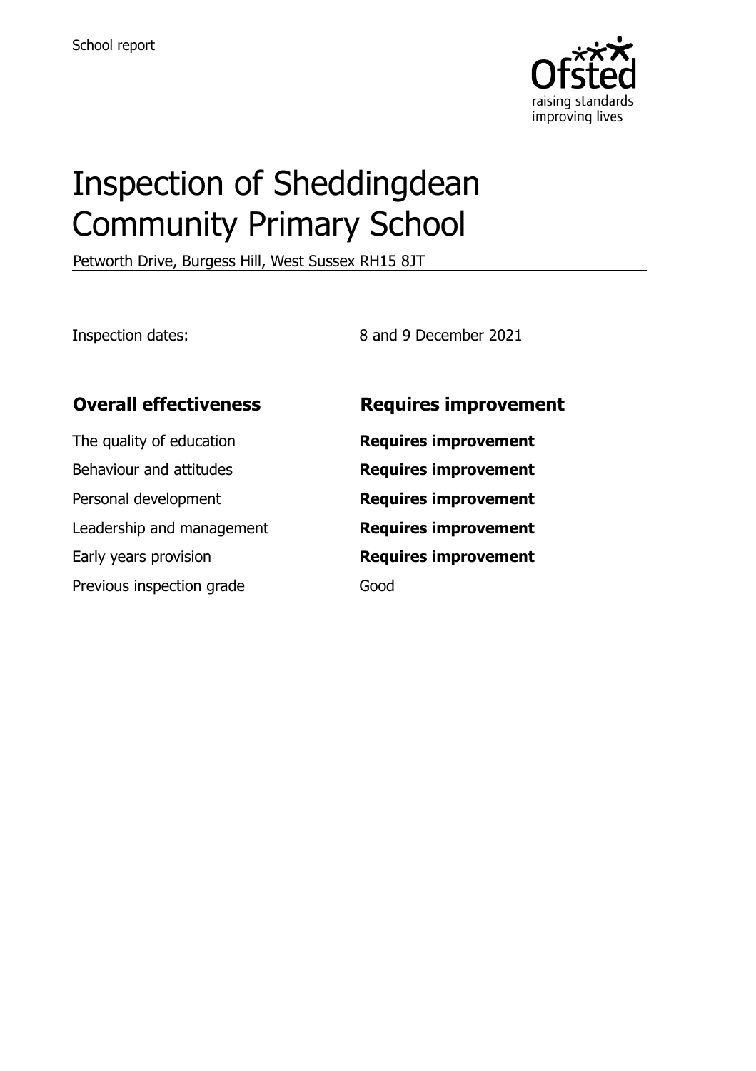School report

Ofsted
raising standards
improving lives

# Inspection of Sheddingdean Community Primary School

Petworth Drive, Burgess Hill, West Sussex RH15 8JT

Inspection dates: 8 and 9 December 2021

| **Overall effectiveness** | **Requires improvement** |
| --- | --- |
| The quality of education | **Requires improvement** |
| Behaviour and attitudes | **Requires improvement** |
| Personal development | **Requires improvement** |
| Leadership and management | **Requires improvement** |
| Early years provision | **Requires improvement** |
| Previous inspection grade | Good |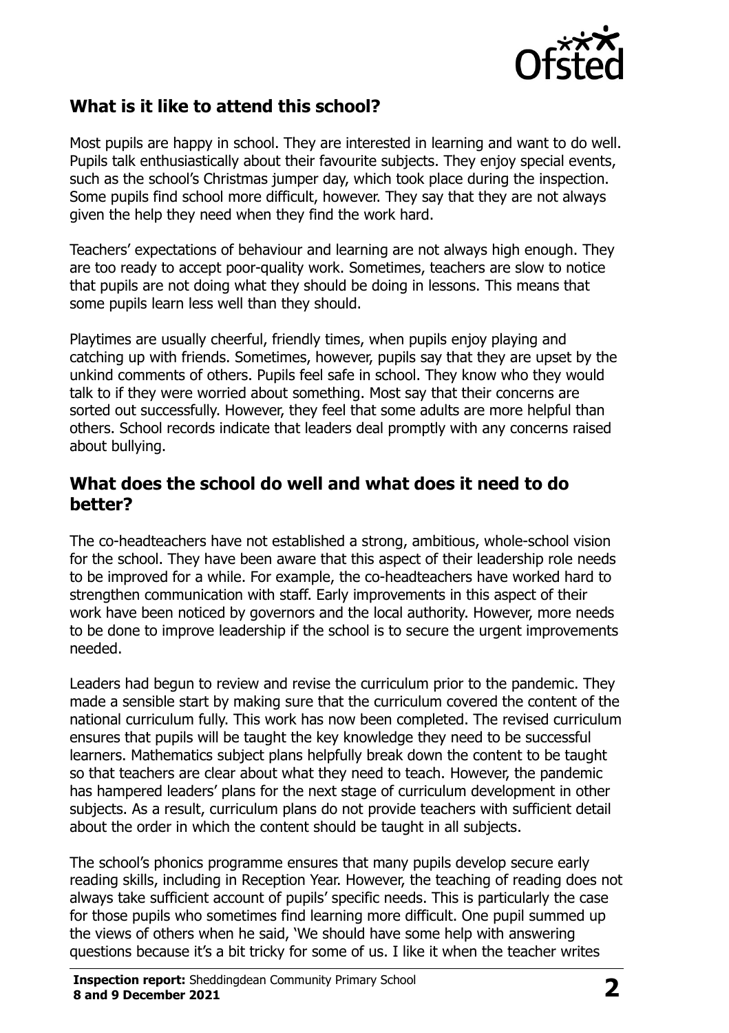## What is it like to attend this school?

Most pupils are happy in school. They are interested in learning and want to do well. Pupils talk enthusiastically about their favourite subjects. They enjoy special events, such as the school's Christmas jumper day, which took place during the inspection. Some pupils find school more difficult, however. They say that they are not always given the help they need when they find the work hard.

Teachers' expectations of behaviour and learning are not always high enough. They are too ready to accept poor-quality work. Sometimes, teachers are slow to notice that pupils are not doing what they should be doing in lessons. This means that some pupils learn less well than they should.

Playtimes are usually cheerful, friendly times, when pupils enjoy playing and catching up with friends. Sometimes, however, pupils say that they are upset by the unkind comments of others. Pupils feel safe in school. They know who they would talk to if they were worried about something. Most say that their concerns are sorted out successfully. However, they feel that some adults are more helpful than others. School records indicate that leaders deal promptly with any concerns raised about bullying.

## What does the school do well and what does it need to do better?

The co-headteachers have not established a strong, ambitious, whole-school vision for the school. They have been aware that this aspect of their leadership role needs to be improved for a while. For example, the co-headteachers have worked hard to strengthen communication with staff. Early improvements in this aspect of their work have been noticed by governors and the local authority. However, more needs to be done to improve leadership if the school is to secure the urgent improvements needed.

Leaders had begun to review and revise the curriculum prior to the pandemic. They made a sensible start by making sure that the curriculum covered the content of the national curriculum fully. This work has now been completed. The revised curriculum ensures that pupils will be taught the key knowledge they need to be successful learners. Mathematics subject plans helpfully break down the content to be taught so that teachers are clear about what they need to teach. However, the pandemic has hampered leaders' plans for the next stage of curriculum development in other subjects. As a result, curriculum plans do not provide teachers with sufficient detail about the order in which the content should be taught in all subjects.

The school's phonics programme ensures that many pupils develop secure early reading skills, including in Reception Year. However, the teaching of reading does not always take sufficient account of pupils' specific needs. This is particularly the case for those pupils who sometimes find learning more difficult. One pupil summed up the views of others when he said, 'We should have some help with answering questions because it's a bit tricky for some of us. I like it when the teacher writes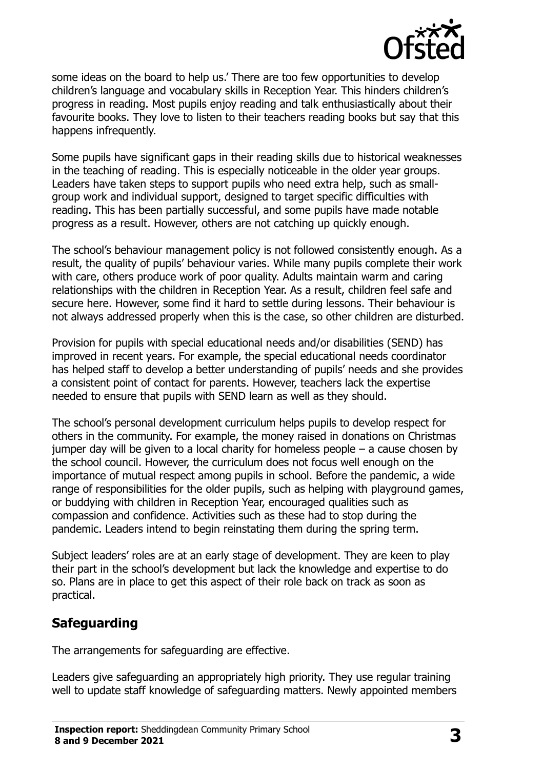some ideas on the board to help us.' There are too few opportunities to develop children's language and vocabulary skills in Reception Year. This hinders children's progress in reading. Most pupils enjoy reading and talk enthusiastically about their favourite books. They love to listen to their teachers reading books but say that this happens infrequently.

Some pupils have significant gaps in their reading skills due to historical weaknesses in the teaching of reading. This is especially noticeable in the older year groups. Leaders have taken steps to support pupils who need extra help, such as small-group work and individual support, designed to target specific difficulties with reading. This has been partially successful, and some pupils have made notable progress as a result. However, others are not catching up quickly enough.

The school's behaviour management policy is not followed consistently enough. As a result, the quality of pupils' behaviour varies. While many pupils complete their work with care, others produce work of poor quality. Adults maintain warm and caring relationships with the children in Reception Year. As a result, children feel safe and secure here. However, some find it hard to settle during lessons. Their behaviour is not always addressed properly when this is the case, so other children are disturbed.

Provision for pupils with special educational needs and/or disabilities (SEND) has improved in recent years. For example, the special educational needs coordinator has helped staff to develop a better understanding of pupils' needs and she provides a consistent point of contact for parents. However, teachers lack the expertise needed to ensure that pupils with SEND learn as well as they should.

The school's personal development curriculum helps pupils to develop respect for others in the community. For example, the money raised in donations on Christmas jumper day will be given to a local charity for homeless people – a cause chosen by the school council. However, the curriculum does not focus well enough on the importance of mutual respect among pupils in school. Before the pandemic, a wide range of responsibilities for the older pupils, such as helping with playground games, or buddying with children in Reception Year, encouraged qualities such as compassion and confidence. Activities such as these had to stop during the pandemic. Leaders intend to begin reinstating them during the spring term.

Subject leaders' roles are at an early stage of development. They are keen to play their part in the school's development but lack the knowledge and expertise to do so. Plans are in place to get this aspect of their role back on track as soon as practical.

## Safeguarding

The arrangements for safeguarding are effective.

Leaders give safeguarding an appropriately high priority. They use regular training well to update staff knowledge of safeguarding matters. Newly appointed members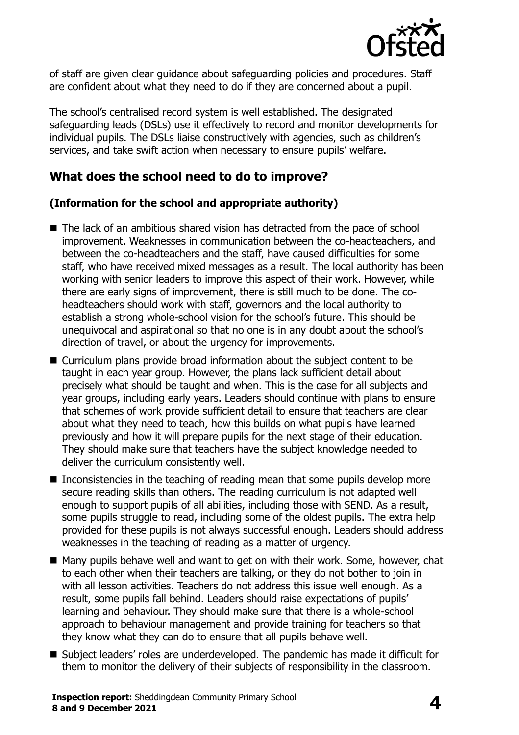of staff are given clear guidance about safeguarding policies and procedures. Staff are confident about what they need to do if they are concerned about a pupil.

The school's centralised record system is well established. The designated safeguarding leads (DSLs) use it effectively to record and monitor developments for individual pupils. The DSLs liaise constructively with agencies, such as children's services, and take swift action when necessary to ensure pupils' welfare.

## What does the school need to do to improve?

### (Information for the school and appropriate authority)

- The lack of an ambitious shared vision has detracted from the pace of school improvement. Weaknesses in communication between the co-headteachers, and between the co-headteachers and the staff, have caused difficulties for some staff, who have received mixed messages as a result. The local authority has been working with senior leaders to improve this aspect of their work. However, while there are early signs of improvement, there is still much to be done. The co-headteachers should work with staff, governors and the local authority to establish a strong whole-school vision for the school's future. This should be unequivocal and aspirational so that no one is in any doubt about the school's direction of travel, or about the urgency for improvements.
- Curriculum plans provide broad information about the subject content to be taught in each year group. However, the plans lack sufficient detail about precisely what should be taught and when. This is the case for all subjects and year groups, including early years. Leaders should continue with plans to ensure that schemes of work provide sufficient detail to ensure that teachers are clear about what they need to teach, how this builds on what pupils have learned previously and how it will prepare pupils for the next stage of their education. They should make sure that teachers have the subject knowledge needed to deliver the curriculum consistently well.
- Inconsistencies in the teaching of reading mean that some pupils develop more secure reading skills than others. The reading curriculum is not adapted well enough to support pupils of all abilities, including those with SEND. As a result, some pupils struggle to read, including some of the oldest pupils. The extra help provided for these pupils is not always successful enough. Leaders should address weaknesses in the teaching of reading as a matter of urgency.
- Many pupils behave well and want to get on with their work. Some, however, chat to each other when their teachers are talking, or they do not bother to join in with all lesson activities. Teachers do not address this issue well enough. As a result, some pupils fall behind. Leaders should raise expectations of pupils' learning and behaviour. They should make sure that there is a whole-school approach to behaviour management and provide training for teachers so that they know what they can do to ensure that all pupils behave well.
- Subject leaders' roles are underdeveloped. The pandemic has made it difficult for them to monitor the delivery of their subjects of responsibility in the classroom.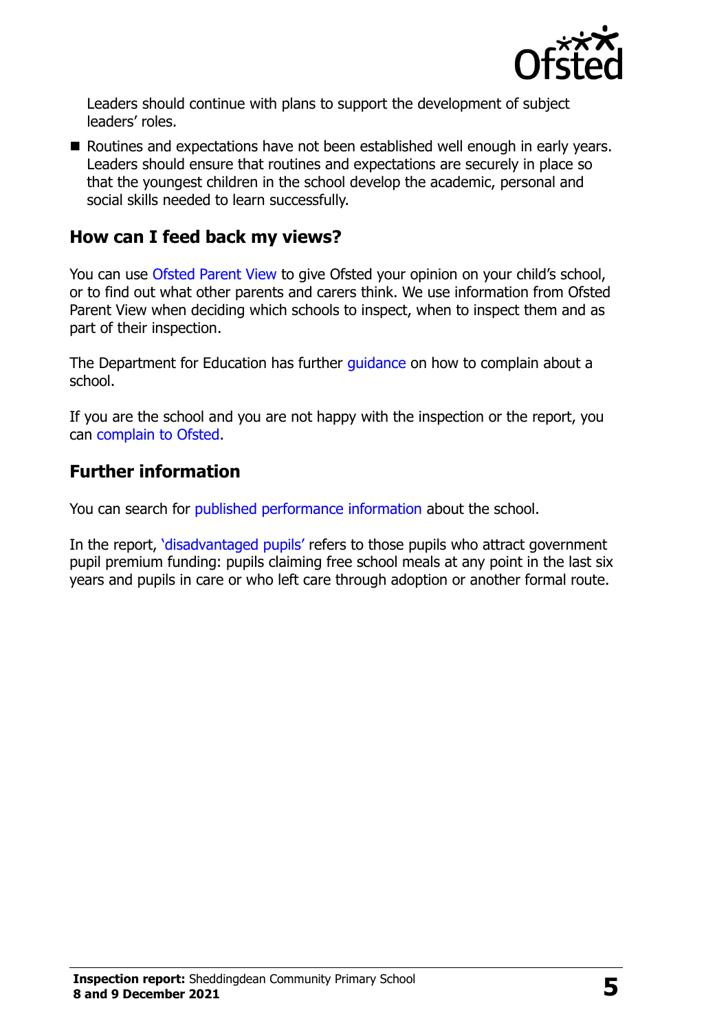Leaders should continue with plans to support the development of subject leaders' roles.

- Routines and expectations have not been established well enough in early years. Leaders should ensure that routines and expectations are securely in place so that the youngest children in the school develop the academic, personal and social skills needed to learn successfully.

## How can I feed back my views?

You can use Ofsted Parent View to give Ofsted your opinion on your child's school, or to find out what other parents and carers think. We use information from Ofsted Parent View when deciding which schools to inspect, when to inspect them and as part of their inspection.

The Department for Education has further guidance on how to complain about a school.

If you are the school and you are not happy with the inspection or the report, you can complain to Ofsted.

## Further information

You can search for published performance information about the school.

In the report, 'disadvantaged pupils' refers to those pupils who attract government pupil premium funding: pupils claiming free school meals at any point in the last six years and pupils in care or who left care through adoption or another formal route.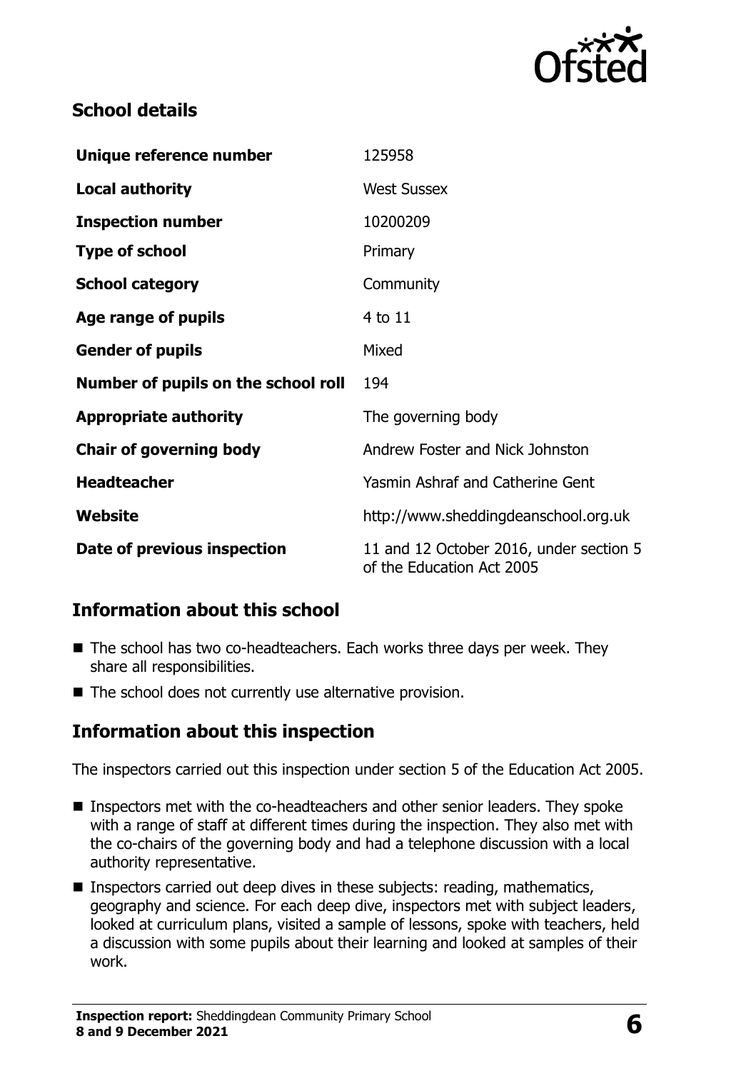## School details

| | |
|---|---|
| **Unique reference number** | 125958 |
| **Local authority** | West Sussex |
| **Inspection number** | 10200209 |
| **Type of school** | Primary |
| **School category** | Community |
| **Age range of pupils** | 4 to 11 |
| **Gender of pupils** | Mixed |
| **Number of pupils on the school roll** | 194 |
| **Appropriate authority** | The governing body |
| **Chair of governing body** | Andrew Foster and Nick Johnston |
| **Headteacher** | Yasmin Ashraf and Catherine Gent |
| **Website** | http://www.sheddingdeanschool.org.uk |
| **Date of previous inspection** | 11 and 12 October 2016, under section 5 of the Education Act 2005 |

## Information about this school

- The school has two co-headteachers. Each works three days per week. They share all responsibilities.
- The school does not currently use alternative provision.

## Information about this inspection

The inspectors carried out this inspection under section 5 of the Education Act 2005.

- Inspectors met with the co-headteachers and other senior leaders. They spoke with a range of staff at different times during the inspection. They also met with the co-chairs of the governing body and had a telephone discussion with a local authority representative.
- Inspectors carried out deep dives in these subjects: reading, mathematics, geography and science. For each deep dive, inspectors met with subject leaders, looked at curriculum plans, visited a sample of lessons, spoke with teachers, held a discussion with some pupils about their learning and looked at samples of their work.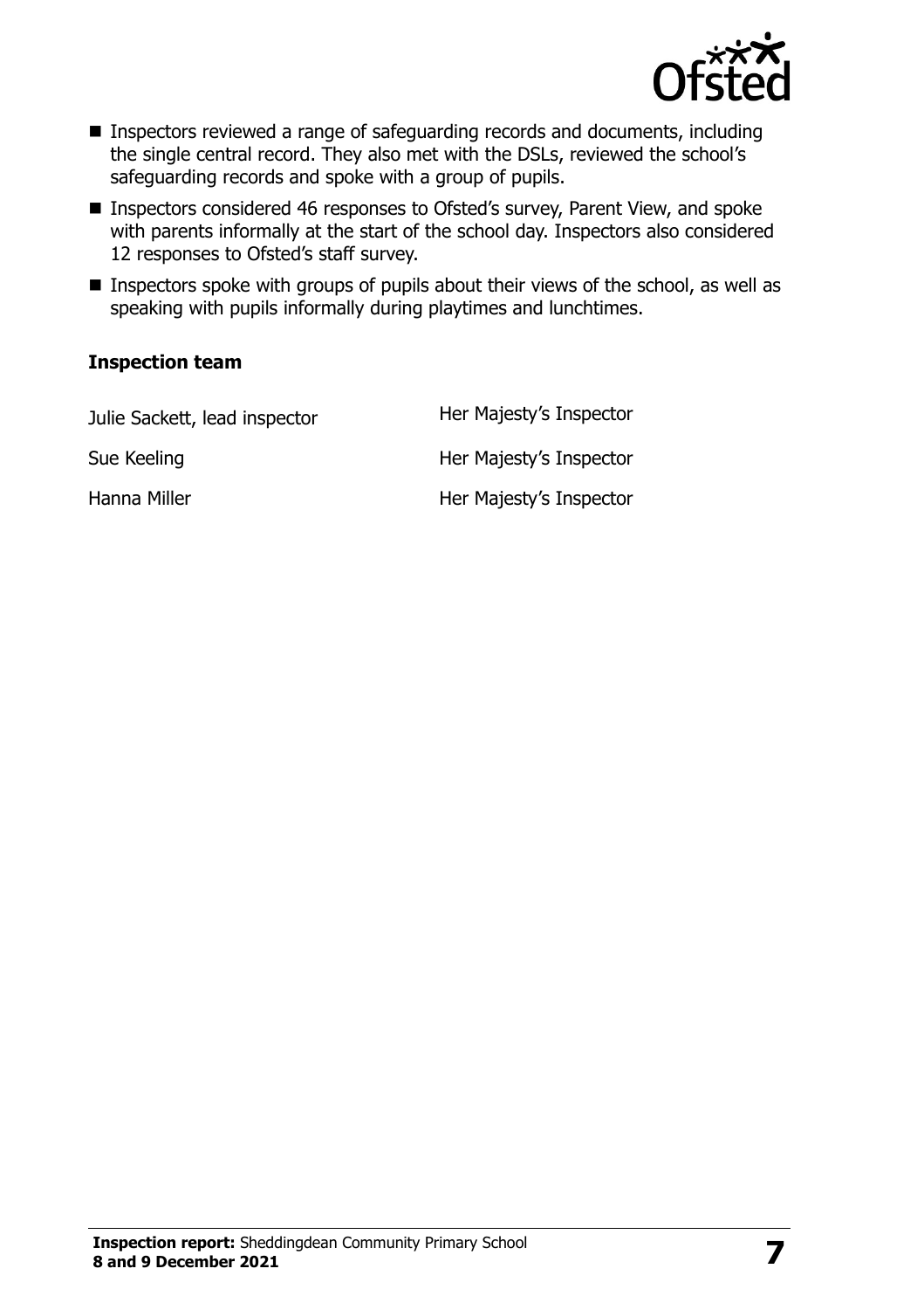- Inspectors reviewed a range of safeguarding records and documents, including the single central record. They also met with the DSLs, reviewed the school's safeguarding records and spoke with a group of pupils.
- Inspectors considered 46 responses to Ofsted's survey, Parent View, and spoke with parents informally at the start of the school day. Inspectors also considered 12 responses to Ofsted's staff survey.
- Inspectors spoke with groups of pupils about their views of the school, as well as speaking with pupils informally during playtimes and lunchtimes.

### Inspection team

| | |
|---|---|
| Julie Sackett, lead inspector | Her Majesty's Inspector |
| Sue Keeling | Her Majesty's Inspector |
| Hanna Miller | Her Majesty's Inspector |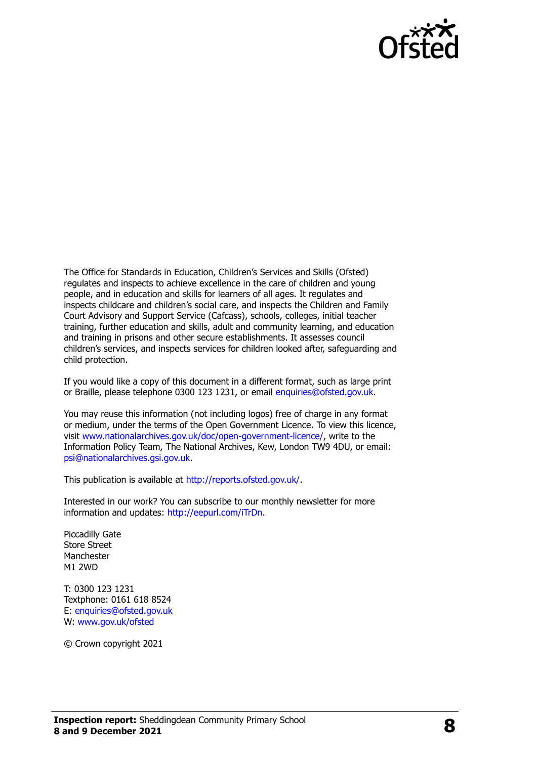The Office for Standards in Education, Children's Services and Skills (Ofsted) regulates and inspects to achieve excellence in the care of children and young people, and in education and skills for learners of all ages. It regulates and inspects childcare and children's social care, and inspects the Children and Family Court Advisory and Support Service (Cafcass), schools, colleges, initial teacher training, further education and skills, adult and community learning, and education and training in prisons and other secure establishments. It assesses council children's services, and inspects services for children looked after, safeguarding and child protection.

If you would like a copy of this document in a different format, such as large print or Braille, please telephone 0300 123 1231, or email enquiries@ofsted.gov.uk.

You may reuse this information (not including logos) free of charge in any format or medium, under the terms of the Open Government Licence. To view this licence, visit www.nationalarchives.gov.uk/doc/open-government-licence/, write to the Information Policy Team, The National Archives, Kew, London TW9 4DU, or email: psi@nationalarchives.gsi.gov.uk.

This publication is available at http://reports.ofsted.gov.uk/.

Interested in our work? You can subscribe to our monthly newsletter for more information and updates: http://eepurl.com/iTrDn.

Piccadilly Gate  
Store Street  
Manchester  
M1 2WD

T: 0300 123 1231  
Textphone: 0161 618 8524  
E: enquiries@ofsted.gov.uk  
W: www.gov.uk/ofsted

© Crown copyright 2021